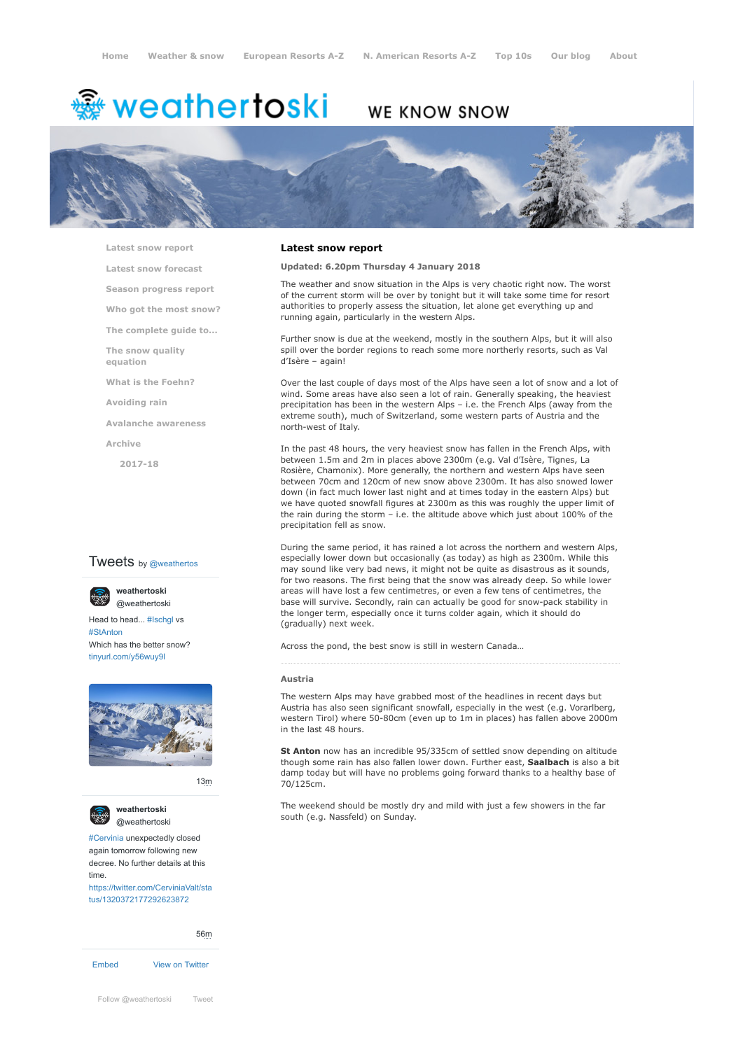Home | Weather & snow | European Resorts A-Z | N. American Resorts A-Z | Top 10s | Our blog | About

# weathertoski

WE KNOW SNOW

- Latest snow report
- Latest snow forecast
- Season progress report
- Who got the most snow?
- The complete guide to...
- The snow quality equation
- What is the Foehn?
- Avoiding rain
- Avalanche awareness
- Archive
  - 2017-18

## Latest snow report

**Updated: 6.20pm Thursday 4 January 2018**

The weather and snow situation in the Alps is very chaotic right now. The worst of the current storm will be over by tonight but it will take some time for resort authorities to properly assess the situation, let alone get everything up and running again, particularly in the western Alps.

Further snow is due at the weekend, mostly in the southern Alps, but it will also spill over the border regions to reach some more northerly resorts, such as Val d'Isère – again!

Over the last couple of days most of the Alps have seen a lot of snow and a lot of wind. Some areas have also seen a lot of rain. Generally speaking, the heaviest precipitation has been in the western Alps – i.e. the French Alps (away from the extreme south), much of Switzerland, some western parts of Austria and the north-west of Italy.

In the past 48 hours, the very heaviest snow has fallen in the French Alps, with between 1.5m and 2m in places above 2300m (e.g. Val d'Isère, Tignes, La Rosière, Chamonix). More generally, the northern and western Alps have seen between 70cm and 120cm of new snow above 2300m. It has also snowed lower down (in fact much lower last night and at times today in the eastern Alps) but we have quoted snowfall figures at 2300m as this was roughly the upper limit of the rain during the storm – i.e. the altitude above which just about 100% of the precipitation fell as snow.

During the same period, it has rained a lot across the northern and western Alps, especially lower down but occasionally (as today) as high as 2300m. While this may sound like very bad news, it might not be quite as disastrous as it sounds, for two reasons. The first being that the snow was already deep. So while lower areas will have lost a few centimetres, or even a few tens of centimetres, the base will survive. Secondly, rain can actually be good for snow-pack stability in the longer term, especially once it turns colder again, which it should do (gradually) next week.

Across the pond, the best snow is still in western Canada…

### Austria

The western Alps may have grabbed most of the headlines in recent days but Austria has also seen significant snowfall, especially in the west (e.g. Vorarlberg, western Tirol) where 50-80cm (even up to 1m in places) has fallen above 2000m in the last 48 hours.

**St Anton** now has an incredible 95/335cm of settled snow depending on altitude though some rain has also fallen lower down. Further east, **Saalbach** is also a bit damp today but will have no problems going forward thanks to a healthy base of 70/125cm.

The weekend should be mostly dry and mild with just a few showers in the far south (e.g. Nassfeld) on Sunday.

## Tweets by @weathertos

**weathertoski** @weathertoski

Head to head... #Ischgl vs #StAnton
Which has the better snow?
tinyurl.com/y56wuy9l

13m

**weathertoski** @weathertoski

#Cervinia unexpectedly closed again tomorrow following new decree. No further details at this time.
https://twitter.com/CerviniaValt/status/1320372177292623872

56m

Embed | View on Twitter

Follow @weathertoski | Tweet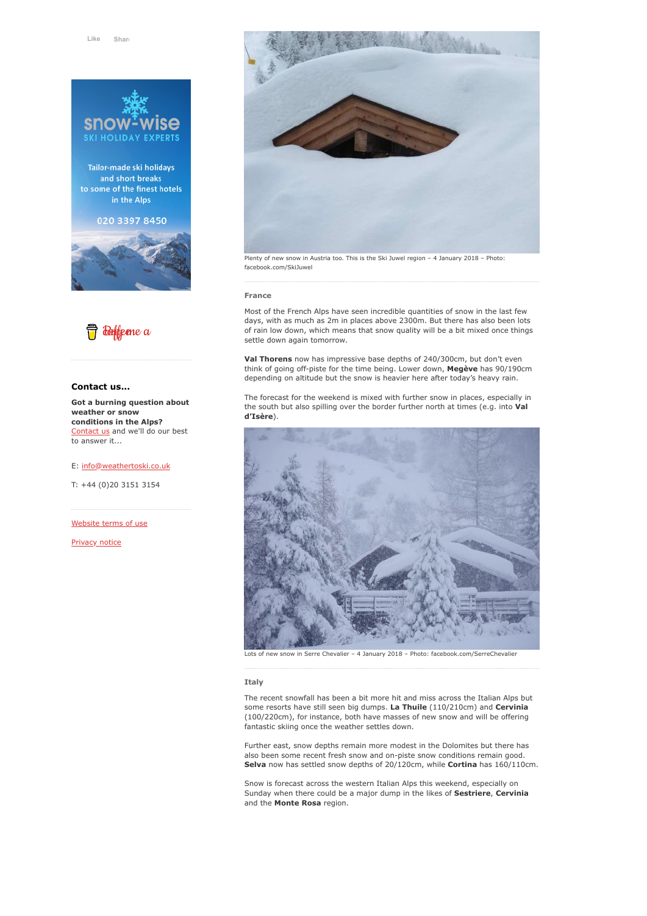Plenty of new snow in Austria too. This is the Ski Juwel region – 4 January 2018 – Photo: facebook.com/SkiJuwel

### France

Most of the French Alps have seen incredible quantities of snow in the last few days, with as much as 2m in places above 2300m. But there has also been lots of rain low down, which means that snow quality will be a bit mixed once things settle down again tomorrow.

**Val Thorens** now has impressive base depths of 240/300cm, but don't even think of going off-piste for the time being. Lower down, **Megève** has 90/190cm depending on altitude but the snow is heavier here after today's heavy rain.

The forecast for the weekend is mixed with further snow in places, especially in the south but also spilling over the border further north at times (e.g. into **Val d'Isère**).

Lots of new snow in Serre Chevalier – 4 January 2018 – Photo: facebook.com/SerreChevalier

### Italy

The recent snowfall has been a bit more hit and miss across the Italian Alps but some resorts have still seen big dumps. **La Thuile** (110/210cm) and **Cervinia** (100/220cm), for instance, both have masses of new snow and will be offering fantastic skiing once the weather settles down.

Further east, snow depths remain more modest in the Dolomites but there has also been some recent fresh snow and on-piste snow conditions remain good. **Selva** now has settled snow depths of 20/120cm, while **Cortina** has 160/110cm.

Snow is forecast across the western Italian Alps this weekend, especially on Sunday when there could be a major dump in the likes of **Sestriere**, **Cervinia** and the **Monte Rosa** region.

---

**Contact us...**

**Got a burning question about weather or snow conditions in the Alps?** Contact us and we'll do our best to answer it...

E: info@weathertoski.co.uk

T: +44 (0)20 3151 3154

Website terms of use

Privacy notice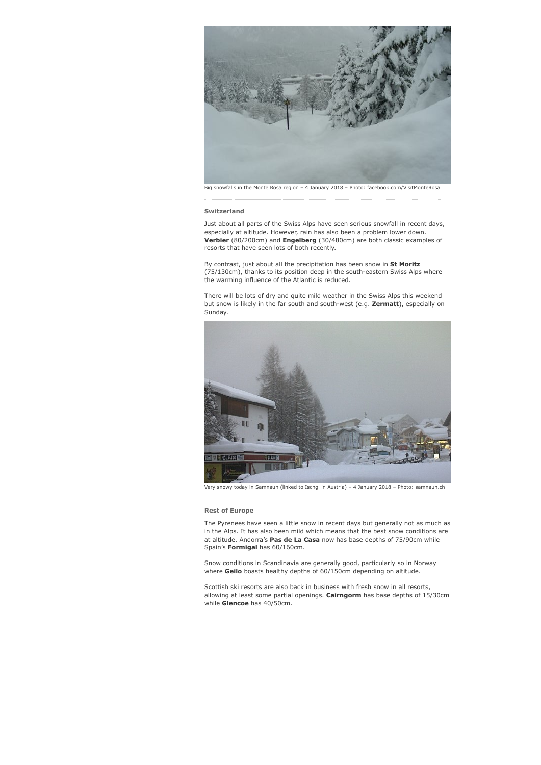Big snowfalls in the Monte Rosa region – 4 January 2018 – Photo: facebook.com/VisitMonteRosa

### Switzerland

Just about all parts of the Swiss Alps have seen serious snowfall in recent days, especially at altitude. However, rain has also been a problem lower down. **Verbier** (80/200cm) and **Engelberg** (30/480cm) are both classic examples of resorts that have seen lots of both recently.

By contrast, just about all the precipitation has been snow in **St Moritz** (75/130cm), thanks to its position deep in the south-eastern Swiss Alps where the warming influence of the Atlantic is reduced.

There will be lots of dry and quite mild weather in the Swiss Alps this weekend but snow is likely in the far south and south-west (e.g. **Zermatt**), especially on Sunday.

Very snowy today in Samnaun (linked to Ischgl in Austria) – 4 January 2018 – Photo: samnaun.ch

### Rest of Europe

The Pyrenees have seen a little snow in recent days but generally not as much as in the Alps. It has also been mild which means that the best snow conditions are at altitude. Andorra's **Pas de La Casa** now has base depths of 75/90cm while Spain's **Formigal** has 60/160cm.

Snow conditions in Scandinavia are generally good, particularly so in Norway where **Geilo** boasts healthy depths of 60/150cm depending on altitude.

Scottish ski resorts are also back in business with fresh snow in all resorts, allowing at least some partial openings. **Cairngorm** has base depths of 15/30cm while **Glencoe** has 40/50cm.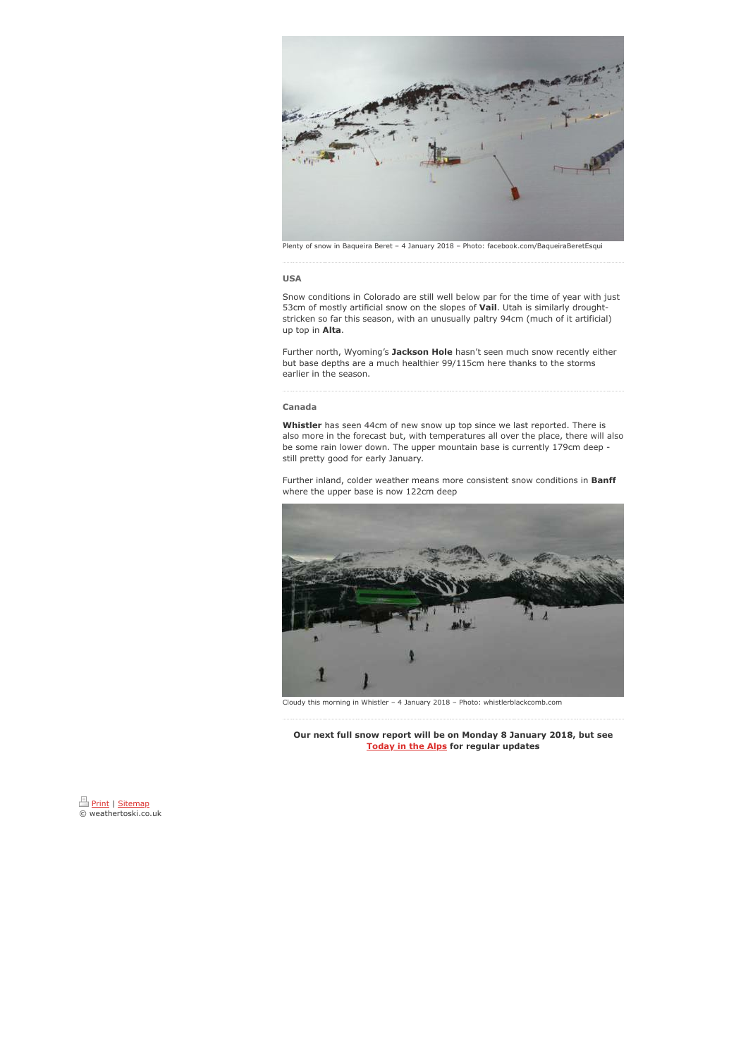Plenty of snow in Baqueira Beret – 4 January 2018 – Photo: facebook.com/BaqueiraBeretEsqui

### USA

Snow conditions in Colorado are still well below par for the time of year with just 53cm of mostly artificial snow on the slopes of **Vail**. Utah is similarly drought-stricken so far this season, with an unusually paltry 94cm (much of it artificial) up top in **Alta**.

Further north, Wyoming's **Jackson Hole** hasn't seen much snow recently either but base depths are a much healthier 99/115cm here thanks to the storms earlier in the season.

### Canada

**Whistler** has seen 44cm of new snow up top since we last reported. There is also more in the forecast but, with temperatures all over the place, there will also be some rain lower down. The upper mountain base is currently 179cm deep - still pretty good for early January.

Further inland, colder weather means more consistent snow conditions in **Banff** where the upper base is now 122cm deep

Cloudy this morning in Whistler – 4 January 2018 – Photo: whistlerblackcomb.com

**Our next full snow report will be on Monday 8 January 2018, but see Today in the Alps for regular updates**

Print | Sitemap
© weathertoski.co.uk